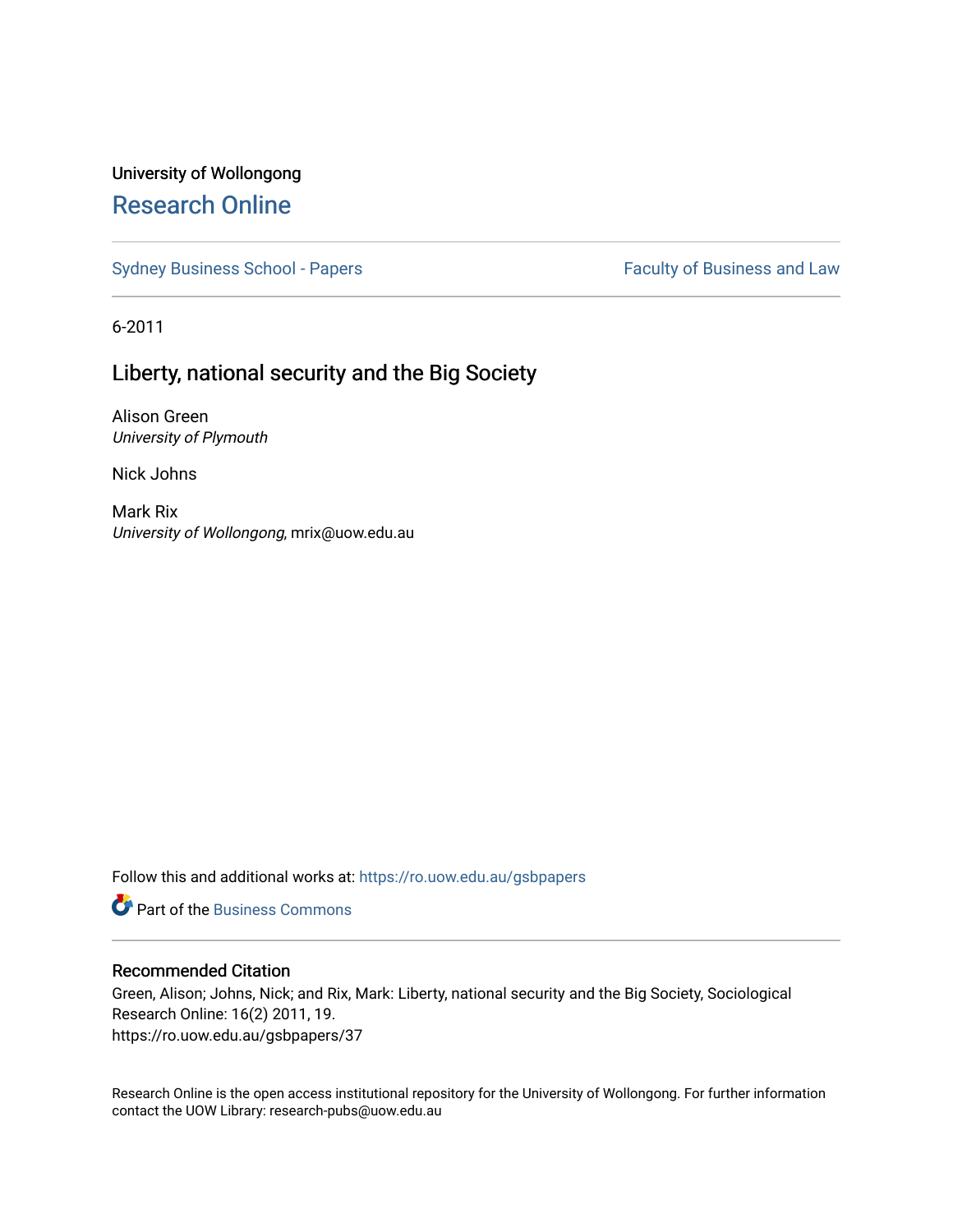University of Wollongong

# Research Online

Sydney Business School - Papers | Faculty of Business and Law

6-2011

## Liberty, national security and the Big Society

Alison Green
*University of Plymouth*

Nick Johns

Mark Rix
*University of Wollongong*, mrix@uow.edu.au

Follow this and additional works at: https://ro.uow.edu.au/gsbpapers

Part of the Business Commons

### Recommended Citation

Green, Alison; Johns, Nick; and Rix, Mark: Liberty, national security and the Big Society, Sociological Research Online: 16(2) 2011, 19.
https://ro.uow.edu.au/gsbpapers/37

Research Online is the open access institutional repository for the University of Wollongong. For further information contact the UOW Library: research-pubs@uow.edu.au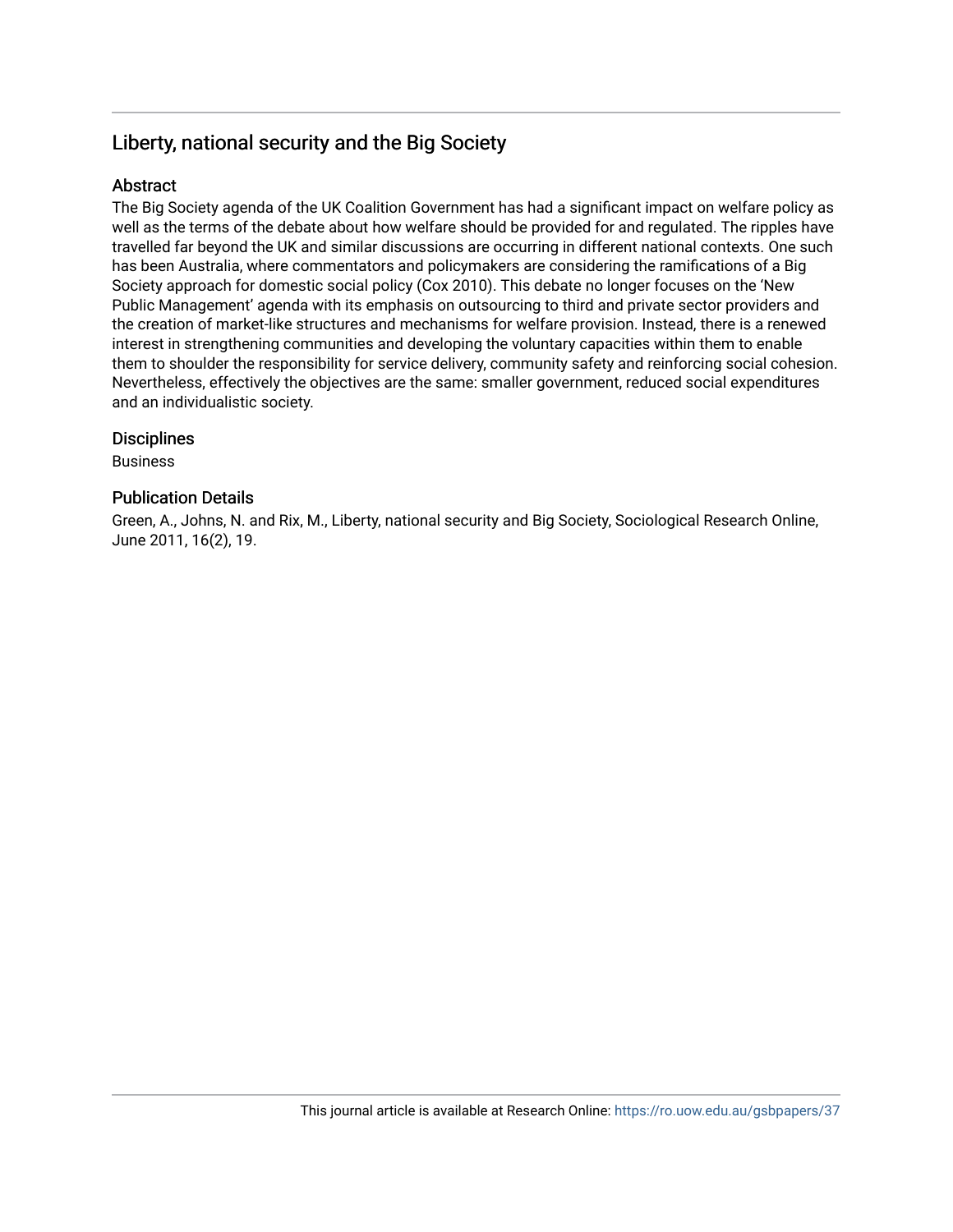## Liberty, national security and the Big Society

### Abstract

The Big Society agenda of the UK Coalition Government has had a significant impact on welfare policy as well as the terms of the debate about how welfare should be provided for and regulated. The ripples have travelled far beyond the UK and similar discussions are occurring in different national contexts. One such has been Australia, where commentators and policymakers are considering the ramifications of a Big Society approach for domestic social policy (Cox 2010). This debate no longer focuses on the 'New Public Management' agenda with its emphasis on outsourcing to third and private sector providers and the creation of market-like structures and mechanisms for welfare provision. Instead, there is a renewed interest in strengthening communities and developing the voluntary capacities within them to enable them to shoulder the responsibility for service delivery, community safety and reinforcing social cohesion. Nevertheless, effectively the objectives are the same: smaller government, reduced social expenditures and an individualistic society.

### Disciplines

Business

### Publication Details

Green, A., Johns, N. and Rix, M., Liberty, national security and Big Society, Sociological Research Online, June 2011, 16(2), 19.

This journal article is available at Research Online: https://ro.uow.edu.au/gsbpapers/37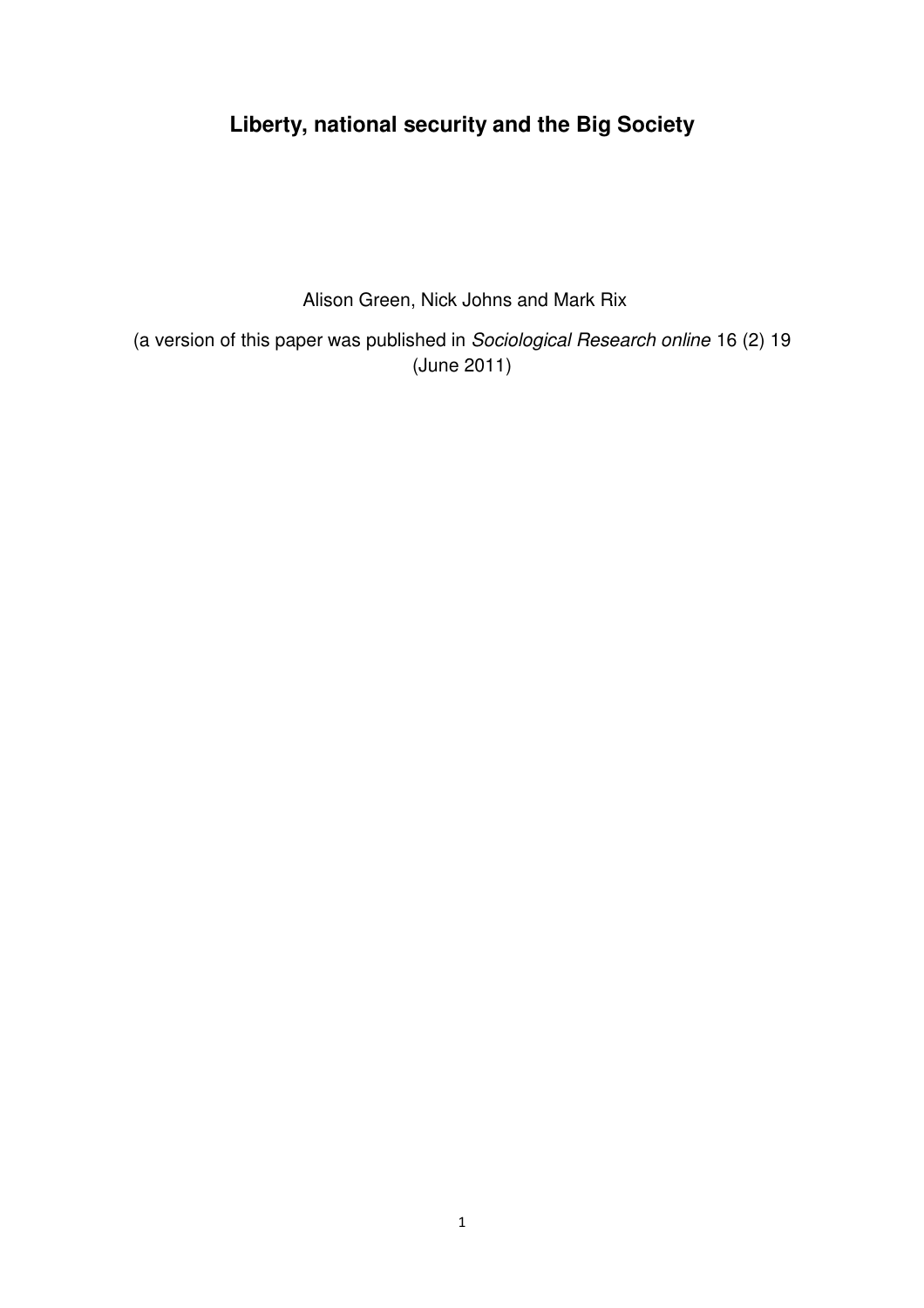# Liberty, national security and the Big Society

Alison Green, Nick Johns and Mark Rix

(a version of this paper was published in *Sociological Research online* 16 (2) 19 (June 2011)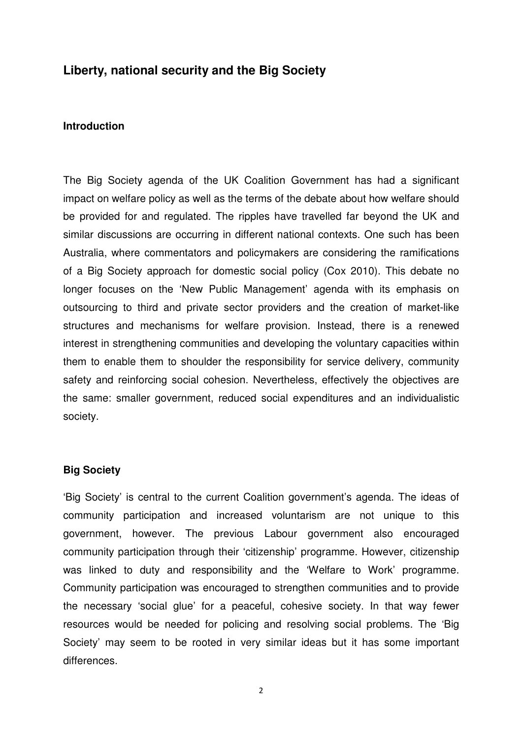## Liberty, national security and the Big Society

### Introduction

The Big Society agenda of the UK Coalition Government has had a significant impact on welfare policy as well as the terms of the debate about how welfare should be provided for and regulated. The ripples have travelled far beyond the UK and similar discussions are occurring in different national contexts. One such has been Australia, where commentators and policymakers are considering the ramifications of a Big Society approach for domestic social policy (Cox 2010). This debate no longer focuses on the 'New Public Management' agenda with its emphasis on outsourcing to third and private sector providers and the creation of market-like structures and mechanisms for welfare provision. Instead, there is a renewed interest in strengthening communities and developing the voluntary capacities within them to enable them to shoulder the responsibility for service delivery, community safety and reinforcing social cohesion. Nevertheless, effectively the objectives are the same: smaller government, reduced social expenditures and an individualistic society.

### Big Society

'Big Society' is central to the current Coalition government's agenda. The ideas of community participation and increased voluntarism are not unique to this government, however. The previous Labour government also encouraged community participation through their 'citizenship' programme. However, citizenship was linked to duty and responsibility and the 'Welfare to Work' programme. Community participation was encouraged to strengthen communities and to provide the necessary 'social glue' for a peaceful, cohesive society. In that way fewer resources would be needed for policing and resolving social problems. The 'Big Society' may seem to be rooted in very similar ideas but it has some important differences.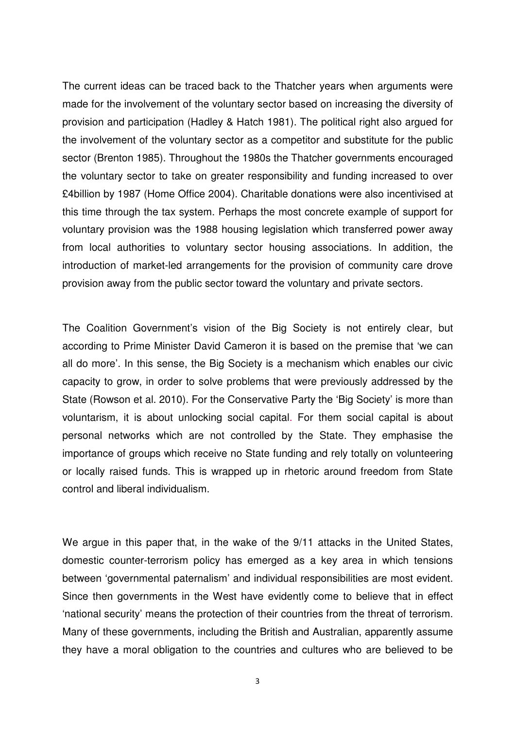The current ideas can be traced back to the Thatcher years when arguments were made for the involvement of the voluntary sector based on increasing the diversity of provision and participation (Hadley & Hatch 1981). The political right also argued for the involvement of the voluntary sector as a competitor and substitute for the public sector (Brenton 1985). Throughout the 1980s the Thatcher governments encouraged the voluntary sector to take on greater responsibility and funding increased to over £4billion by 1987 (Home Office 2004). Charitable donations were also incentivised at this time through the tax system. Perhaps the most concrete example of support for voluntary provision was the 1988 housing legislation which transferred power away from local authorities to voluntary sector housing associations. In addition, the introduction of market-led arrangements for the provision of community care drove provision away from the public sector toward the voluntary and private sectors.

The Coalition Government's vision of the Big Society is not entirely clear, but according to Prime Minister David Cameron it is based on the premise that 'we can all do more'. In this sense, the Big Society is a mechanism which enables our civic capacity to grow, in order to solve problems that were previously addressed by the State (Rowson et al. 2010). For the Conservative Party the 'Big Society' is more than voluntarism, it is about unlocking social capital. For them social capital is about personal networks which are not controlled by the State. They emphasise the importance of groups which receive no State funding and rely totally on volunteering or locally raised funds. This is wrapped up in rhetoric around freedom from State control and liberal individualism.

We argue in this paper that, in the wake of the 9/11 attacks in the United States, domestic counter-terrorism policy has emerged as a key area in which tensions between 'governmental paternalism' and individual responsibilities are most evident. Since then governments in the West have evidently come to believe that in effect 'national security' means the protection of their countries from the threat of terrorism. Many of these governments, including the British and Australian, apparently assume they have a moral obligation to the countries and cultures who are believed to be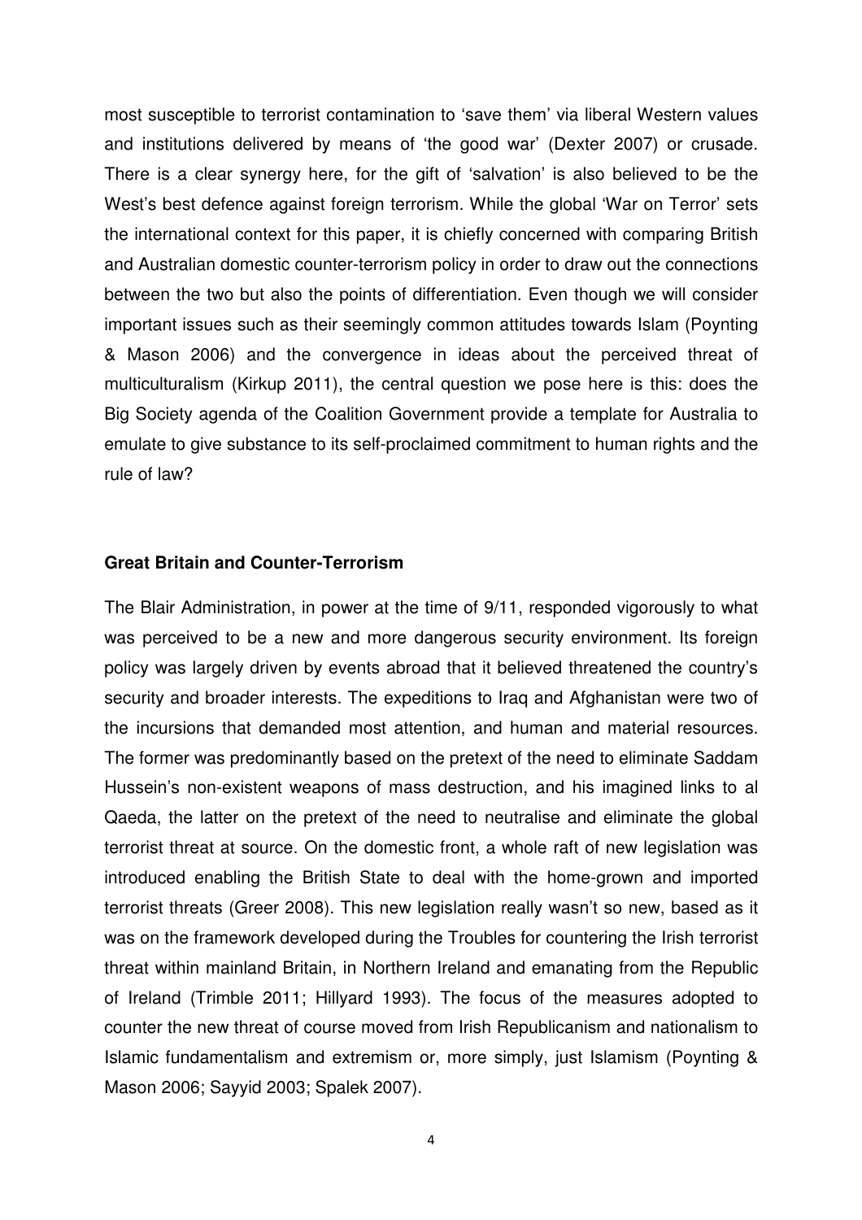most susceptible to terrorist contamination to 'save them' via liberal Western values and institutions delivered by means of 'the good war' (Dexter 2007) or crusade. There is a clear synergy here, for the gift of 'salvation' is also believed to be the West's best defence against foreign terrorism. While the global 'War on Terror' sets the international context for this paper, it is chiefly concerned with comparing British and Australian domestic counter-terrorism policy in order to draw out the connections between the two but also the points of differentiation. Even though we will consider important issues such as their seemingly common attitudes towards Islam (Poynting & Mason 2006) and the convergence in ideas about the perceived threat of multiculturalism (Kirkup 2011), the central question we pose here is this: does the Big Society agenda of the Coalition Government provide a template for Australia to emulate to give substance to its self-proclaimed commitment to human rights and the rule of law?

## Great Britain and Counter-Terrorism

The Blair Administration, in power at the time of 9/11, responded vigorously to what was perceived to be a new and more dangerous security environment. Its foreign policy was largely driven by events abroad that it believed threatened the country's security and broader interests. The expeditions to Iraq and Afghanistan were two of the incursions that demanded most attention, and human and material resources. The former was predominantly based on the pretext of the need to eliminate Saddam Hussein's non-existent weapons of mass destruction, and his imagined links to al Qaeda, the latter on the pretext of the need to neutralise and eliminate the global terrorist threat at source. On the domestic front, a whole raft of new legislation was introduced enabling the British State to deal with the home-grown and imported terrorist threats (Greer 2008). This new legislation really wasn't so new, based as it was on the framework developed during the Troubles for countering the Irish terrorist threat within mainland Britain, in Northern Ireland and emanating from the Republic of Ireland (Trimble 2011; Hillyard 1993). The focus of the measures adopted to counter the new threat of course moved from Irish Republicanism and nationalism to Islamic fundamentalism and extremism or, more simply, just Islamism (Poynting & Mason 2006; Sayyid 2003; Spalek 2007).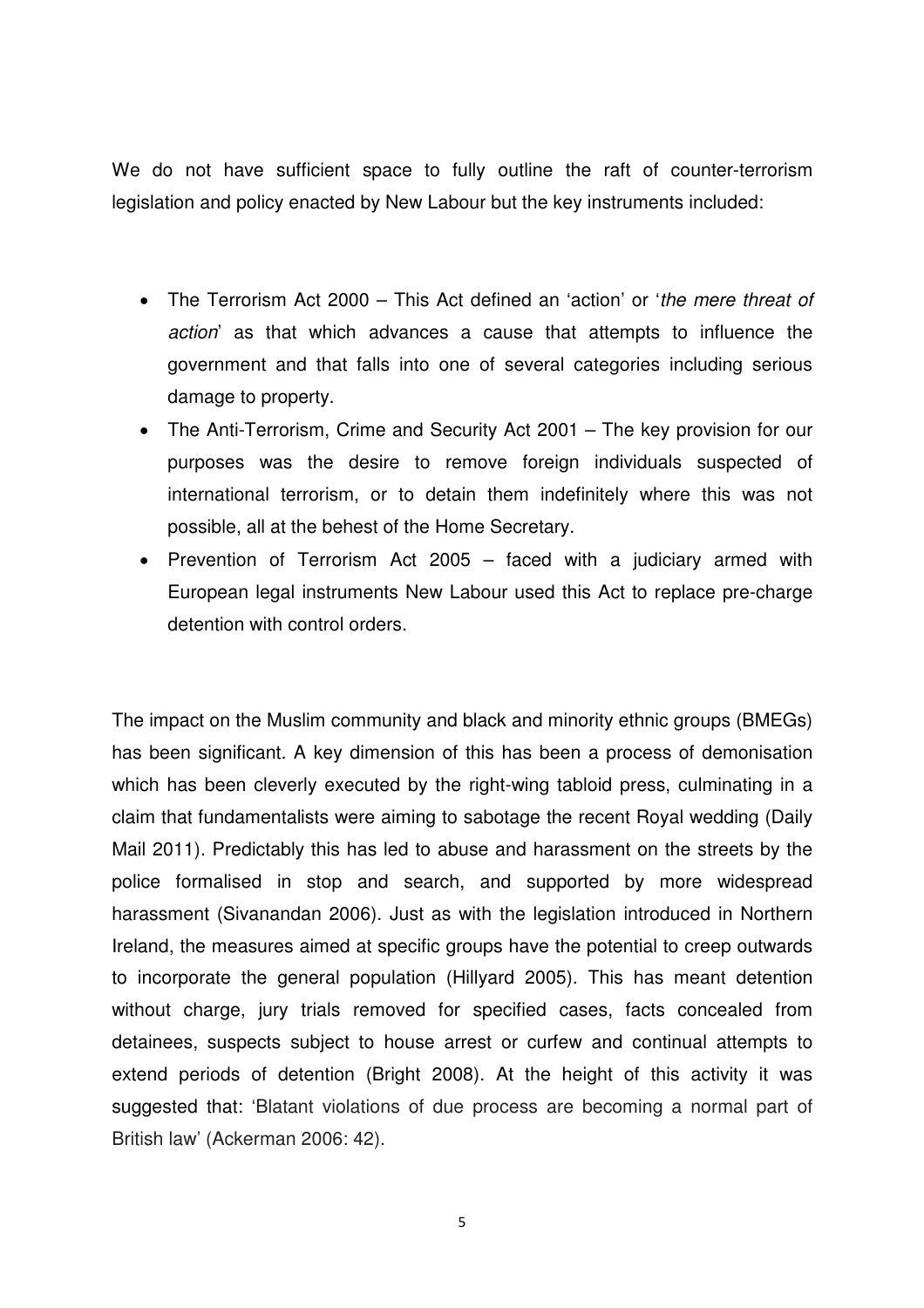We do not have sufficient space to fully outline the raft of counter-terrorism legislation and policy enacted by New Labour but the key instruments included:

- The Terrorism Act 2000 – This Act defined an 'action' or '*the mere threat of action*' as that which advances a cause that attempts to influence the government and that falls into one of several categories including serious damage to property.
- The Anti-Terrorism, Crime and Security Act 2001 – The key provision for our purposes was the desire to remove foreign individuals suspected of international terrorism, or to detain them indefinitely where this was not possible, all at the behest of the Home Secretary.
- Prevention of Terrorism Act 2005 – faced with a judiciary armed with European legal instruments New Labour used this Act to replace pre-charge detention with control orders.

The impact on the Muslim community and black and minority ethnic groups (BMEGs) has been significant. A key dimension of this has been a process of demonisation which has been cleverly executed by the right-wing tabloid press, culminating in a claim that fundamentalists were aiming to sabotage the recent Royal wedding (Daily Mail 2011). Predictably this has led to abuse and harassment on the streets by the police formalised in stop and search, and supported by more widespread harassment (Sivanandan 2006). Just as with the legislation introduced in Northern Ireland, the measures aimed at specific groups have the potential to creep outwards to incorporate the general population (Hillyard 2005). This has meant detention without charge, jury trials removed for specified cases, facts concealed from detainees, suspects subject to house arrest or curfew and continual attempts to extend periods of detention (Bright 2008). At the height of this activity it was suggested that: 'Blatant violations of due process are becoming a normal part of British law' (Ackerman 2006: 42).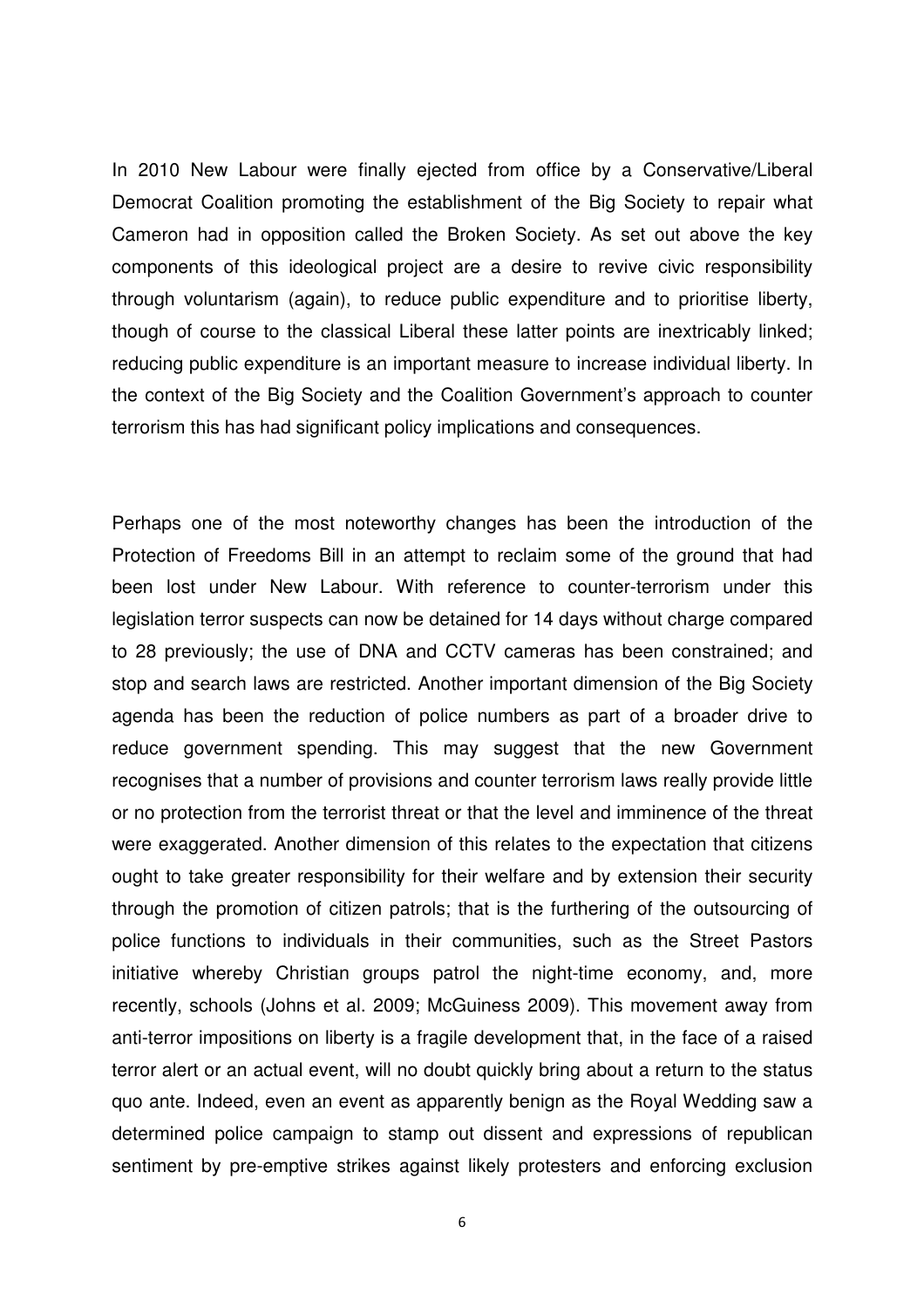In 2010 New Labour were finally ejected from office by a Conservative/Liberal Democrat Coalition promoting the establishment of the Big Society to repair what Cameron had in opposition called the Broken Society. As set out above the key components of this ideological project are a desire to revive civic responsibility through voluntarism (again), to reduce public expenditure and to prioritise liberty, though of course to the classical Liberal these latter points are inextricably linked; reducing public expenditure is an important measure to increase individual liberty. In the context of the Big Society and the Coalition Government's approach to counter terrorism this has had significant policy implications and consequences.

Perhaps one of the most noteworthy changes has been the introduction of the Protection of Freedoms Bill in an attempt to reclaim some of the ground that had been lost under New Labour. With reference to counter-terrorism under this legislation terror suspects can now be detained for 14 days without charge compared to 28 previously; the use of DNA and CCTV cameras has been constrained; and stop and search laws are restricted. Another important dimension of the Big Society agenda has been the reduction of police numbers as part of a broader drive to reduce government spending. This may suggest that the new Government recognises that a number of provisions and counter terrorism laws really provide little or no protection from the terrorist threat or that the level and imminence of the threat were exaggerated. Another dimension of this relates to the expectation that citizens ought to take greater responsibility for their welfare and by extension their security through the promotion of citizen patrols; that is the furthering of the outsourcing of police functions to individuals in their communities, such as the Street Pastors initiative whereby Christian groups patrol the night-time economy, and, more recently, schools (Johns et al. 2009; McGuiness 2009). This movement away from anti-terror impositions on liberty is a fragile development that, in the face of a raised terror alert or an actual event, will no doubt quickly bring about a return to the status quo ante. Indeed, even an event as apparently benign as the Royal Wedding saw a determined police campaign to stamp out dissent and expressions of republican sentiment by pre-emptive strikes against likely protesters and enforcing exclusion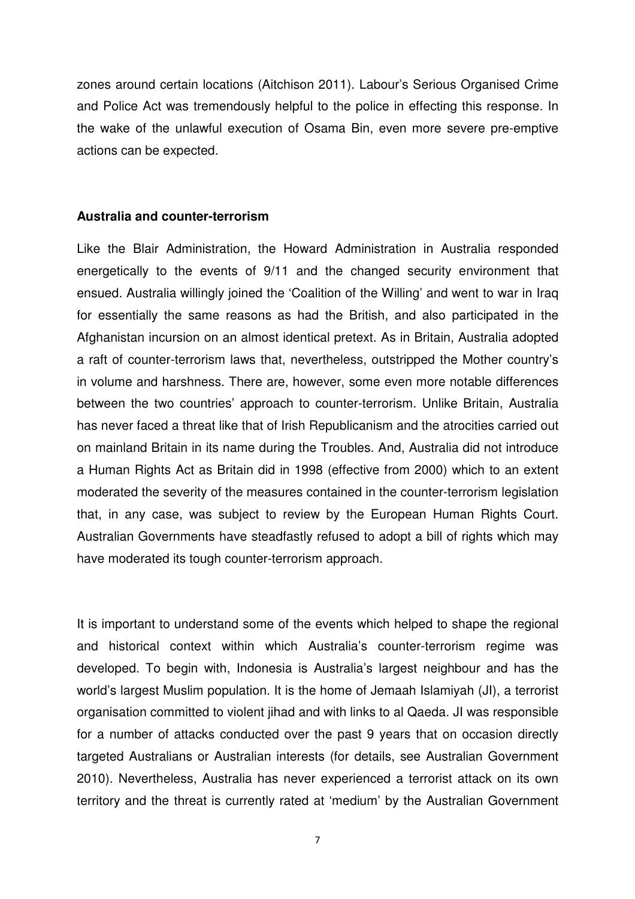zones around certain locations (Aitchison 2011). Labour's Serious Organised Crime and Police Act was tremendously helpful to the police in effecting this response. In the wake of the unlawful execution of Osama Bin, even more severe pre-emptive actions can be expected.

**Australia and counter-terrorism**

Like the Blair Administration, the Howard Administration in Australia responded energetically to the events of 9/11 and the changed security environment that ensued. Australia willingly joined the 'Coalition of the Willing' and went to war in Iraq for essentially the same reasons as had the British, and also participated in the Afghanistan incursion on an almost identical pretext. As in Britain, Australia adopted a raft of counter-terrorism laws that, nevertheless, outstripped the Mother country's in volume and harshness. There are, however, some even more notable differences between the two countries' approach to counter-terrorism. Unlike Britain, Australia has never faced a threat like that of Irish Republicanism and the atrocities carried out on mainland Britain in its name during the Troubles. And, Australia did not introduce a Human Rights Act as Britain did in 1998 (effective from 2000) which to an extent moderated the severity of the measures contained in the counter-terrorism legislation that, in any case, was subject to review by the European Human Rights Court. Australian Governments have steadfastly refused to adopt a bill of rights which may have moderated its tough counter-terrorism approach.

It is important to understand some of the events which helped to shape the regional and historical context within which Australia's counter-terrorism regime was developed. To begin with, Indonesia is Australia's largest neighbour and has the world's largest Muslim population. It is the home of Jemaah Islamiyah (JI), a terrorist organisation committed to violent jihad and with links to al Qaeda. JI was responsible for a number of attacks conducted over the past 9 years that on occasion directly targeted Australians or Australian interests (for details, see Australian Government 2010). Nevertheless, Australia has never experienced a terrorist attack on its own territory and the threat is currently rated at 'medium' by the Australian Government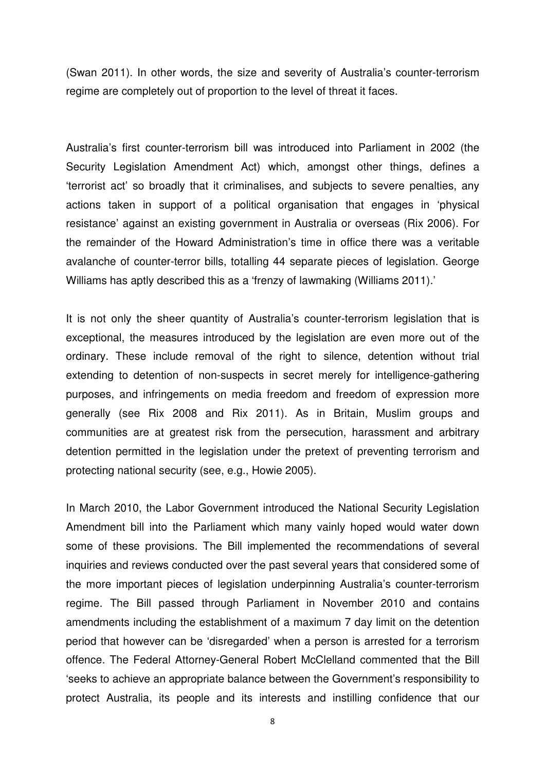(Swan 2011). In other words, the size and severity of Australia's counter-terrorism regime are completely out of proportion to the level of threat it faces.

Australia's first counter-terrorism bill was introduced into Parliament in 2002 (the Security Legislation Amendment Act) which, amongst other things, defines a 'terrorist act' so broadly that it criminalises, and subjects to severe penalties, any actions taken in support of a political organisation that engages in 'physical resistance' against an existing government in Australia or overseas (Rix 2006). For the remainder of the Howard Administration's time in office there was a veritable avalanche of counter-terror bills, totalling 44 separate pieces of legislation. George Williams has aptly described this as a 'frenzy of lawmaking (Williams 2011).'

It is not only the sheer quantity of Australia's counter-terrorism legislation that is exceptional, the measures introduced by the legislation are even more out of the ordinary. These include removal of the right to silence, detention without trial extending to detention of non-suspects in secret merely for intelligence-gathering purposes, and infringements on media freedom and freedom of expression more generally (see Rix 2008 and Rix 2011). As in Britain, Muslim groups and communities are at greatest risk from the persecution, harassment and arbitrary detention permitted in the legislation under the pretext of preventing terrorism and protecting national security (see, e.g., Howie 2005).

In March 2010, the Labor Government introduced the National Security Legislation Amendment bill into the Parliament which many vainly hoped would water down some of these provisions. The Bill implemented the recommendations of several inquiries and reviews conducted over the past several years that considered some of the more important pieces of legislation underpinning Australia's counter-terrorism regime. The Bill passed through Parliament in November 2010 and contains amendments including the establishment of a maximum 7 day limit on the detention period that however can be 'disregarded' when a person is arrested for a terrorism offence. The Federal Attorney-General Robert McClelland commented that the Bill 'seeks to achieve an appropriate balance between the Government's responsibility to protect Australia, its people and its interests and instilling confidence that our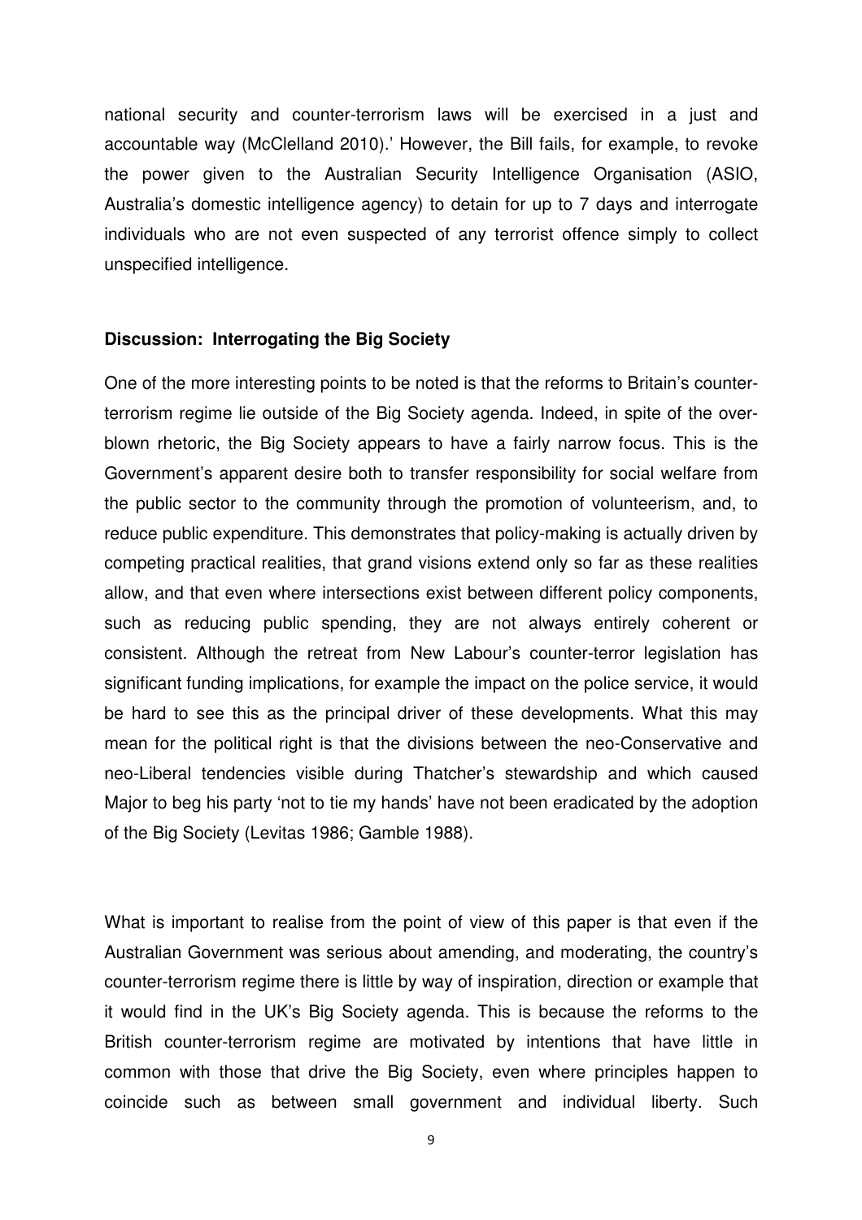national security and counter-terrorism laws will be exercised in a just and accountable way (McClelland 2010).' However, the Bill fails, for example, to revoke the power given to the Australian Security Intelligence Organisation (ASIO, Australia's domestic intelligence agency) to detain for up to 7 days and interrogate individuals who are not even suspected of any terrorist offence simply to collect unspecified intelligence.

**Discussion: Interrogating the Big Society**

One of the more interesting points to be noted is that the reforms to Britain's counter-terrorism regime lie outside of the Big Society agenda. Indeed, in spite of the over-blown rhetoric, the Big Society appears to have a fairly narrow focus. This is the Government's apparent desire both to transfer responsibility for social welfare from the public sector to the community through the promotion of volunteerism, and, to reduce public expenditure. This demonstrates that policy-making is actually driven by competing practical realities, that grand visions extend only so far as these realities allow, and that even where intersections exist between different policy components, such as reducing public spending, they are not always entirely coherent or consistent. Although the retreat from New Labour's counter-terror legislation has significant funding implications, for example the impact on the police service, it would be hard to see this as the principal driver of these developments. What this may mean for the political right is that the divisions between the neo-Conservative and neo-Liberal tendencies visible during Thatcher's stewardship and which caused Major to beg his party 'not to tie my hands' have not been eradicated by the adoption of the Big Society (Levitas 1986; Gamble 1988).

What is important to realise from the point of view of this paper is that even if the Australian Government was serious about amending, and moderating, the country's counter-terrorism regime there is little by way of inspiration, direction or example that it would find in the UK's Big Society agenda. This is because the reforms to the British counter-terrorism regime are motivated by intentions that have little in common with those that drive the Big Society, even where principles happen to coincide such as between small government and individual liberty. Such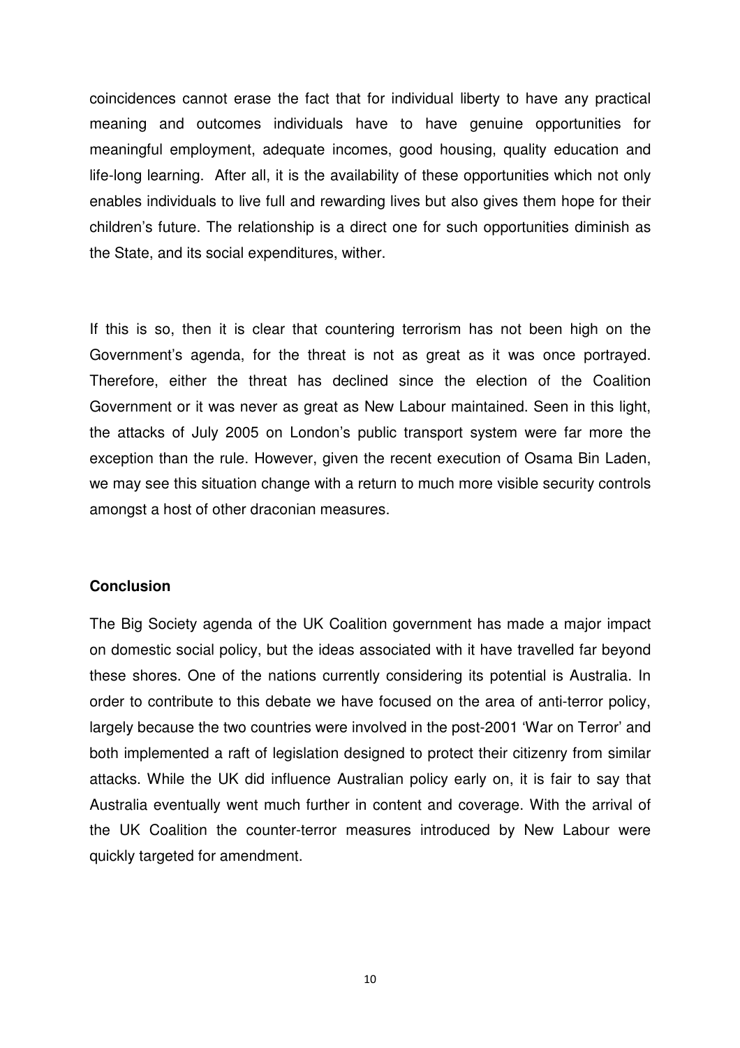coincidences cannot erase the fact that for individual liberty to have any practical meaning and outcomes individuals have to have genuine opportunities for meaningful employment, adequate incomes, good housing, quality education and life-long learning. After all, it is the availability of these opportunities which not only enables individuals to live full and rewarding lives but also gives them hope for their children's future. The relationship is a direct one for such opportunities diminish as the State, and its social expenditures, wither.

If this is so, then it is clear that countering terrorism has not been high on the Government's agenda, for the threat is not as great as it was once portrayed. Therefore, either the threat has declined since the election of the Coalition Government or it was never as great as New Labour maintained. Seen in this light, the attacks of July 2005 on London's public transport system were far more the exception than the rule. However, given the recent execution of Osama Bin Laden, we may see this situation change with a return to much more visible security controls amongst a host of other draconian measures.

## Conclusion

The Big Society agenda of the UK Coalition government has made a major impact on domestic social policy, but the ideas associated with it have travelled far beyond these shores. One of the nations currently considering its potential is Australia. In order to contribute to this debate we have focused on the area of anti-terror policy, largely because the two countries were involved in the post-2001 'War on Terror' and both implemented a raft of legislation designed to protect their citizenry from similar attacks. While the UK did influence Australian policy early on, it is fair to say that Australia eventually went much further in content and coverage. With the arrival of the UK Coalition the counter-terror measures introduced by New Labour were quickly targeted for amendment.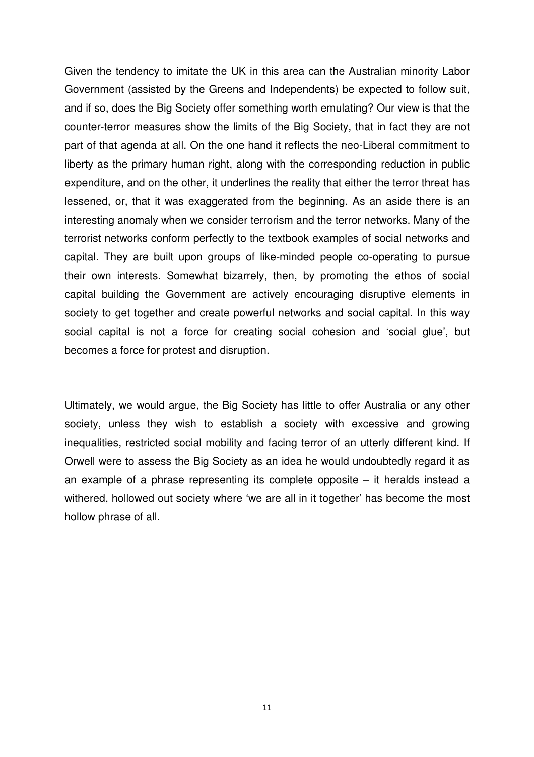Given the tendency to imitate the UK in this area can the Australian minority Labor Government (assisted by the Greens and Independents) be expected to follow suit, and if so, does the Big Society offer something worth emulating? Our view is that the counter-terror measures show the limits of the Big Society, that in fact they are not part of that agenda at all. On the one hand it reflects the neo-Liberal commitment to liberty as the primary human right, along with the corresponding reduction in public expenditure, and on the other, it underlines the reality that either the terror threat has lessened, or, that it was exaggerated from the beginning. As an aside there is an interesting anomaly when we consider terrorism and the terror networks. Many of the terrorist networks conform perfectly to the textbook examples of social networks and capital. They are built upon groups of like-minded people co-operating to pursue their own interests. Somewhat bizarrely, then, by promoting the ethos of social capital building the Government are actively encouraging disruptive elements in society to get together and create powerful networks and social capital. In this way social capital is not a force for creating social cohesion and 'social glue', but becomes a force for protest and disruption.

Ultimately, we would argue, the Big Society has little to offer Australia or any other society, unless they wish to establish a society with excessive and growing inequalities, restricted social mobility and facing terror of an utterly different kind. If Orwell were to assess the Big Society as an idea he would undoubtedly regard it as an example of a phrase representing its complete opposite – it heralds instead a withered, hollowed out society where 'we are all in it together' has become the most hollow phrase of all.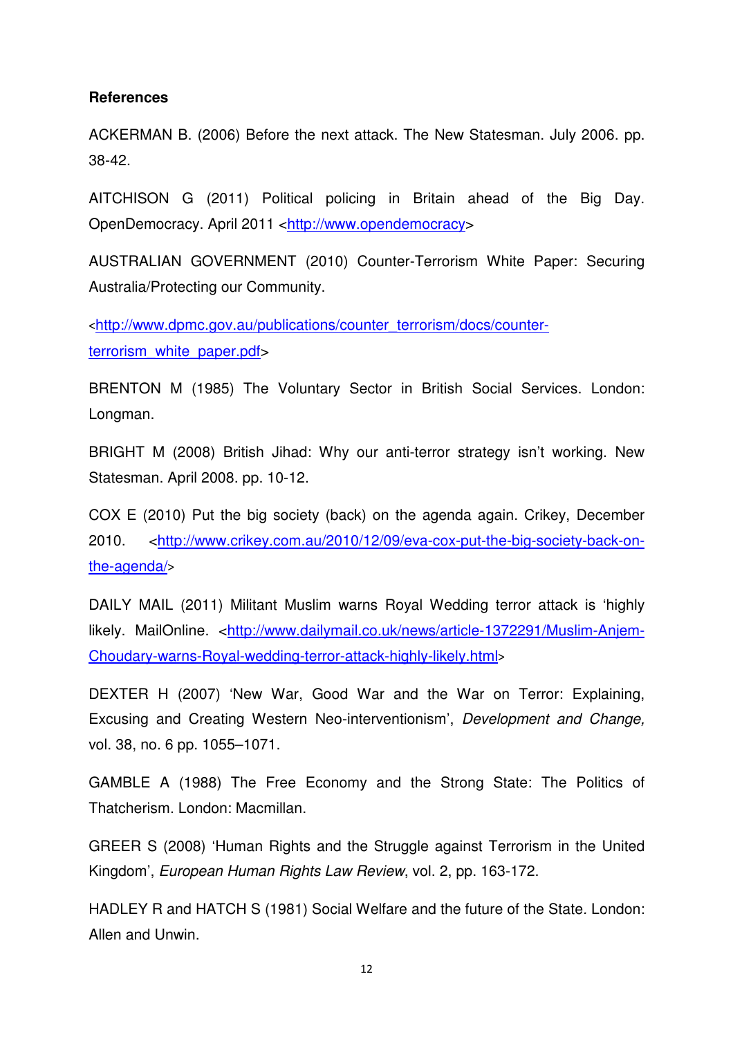**References**

ACKERMAN B. (2006) Before the next attack. The New Statesman. July 2006. pp. 38-42.

AITCHISON G (2011) Political policing in Britain ahead of the Big Day. OpenDemocracy. April 2011 <http://www.opendemocracy>

AUSTRALIAN GOVERNMENT (2010) Counter-Terrorism White Paper: Securing Australia/Protecting our Community.

<http://www.dpmc.gov.au/publications/counter_terrorism/docs/counter-terrorism_white_paper.pdf>

BRENTON M (1985) The Voluntary Sector in British Social Services. London: Longman.

BRIGHT M (2008) British Jihad: Why our anti-terror strategy isn't working. New Statesman. April 2008. pp. 10-12.

COX E (2010) Put the big society (back) on the agenda again. Crikey, December 2010. <http://www.crikey.com.au/2010/12/09/eva-cox-put-the-big-society-back-on-the-agenda/>

DAILY MAIL (2011) Militant Muslim warns Royal Wedding terror attack is 'highly likely. MailOnline. <http://www.dailymail.co.uk/news/article-1372291/Muslim-Anjem-Choudary-warns-Royal-wedding-terror-attack-highly-likely.html>

DEXTER H (2007) 'New War, Good War and the War on Terror: Explaining, Excusing and Creating Western Neo-interventionism', *Development and Change,* vol. 38, no. 6 pp. 1055–1071.

GAMBLE A (1988) The Free Economy and the Strong State: The Politics of Thatcherism. London: Macmillan.

GREER S (2008) 'Human Rights and the Struggle against Terrorism in the United Kingdom', *European Human Rights Law Review*, vol. 2, pp. 163-172.

HADLEY R and HATCH S (1981) Social Welfare and the future of the State. London: Allen and Unwin.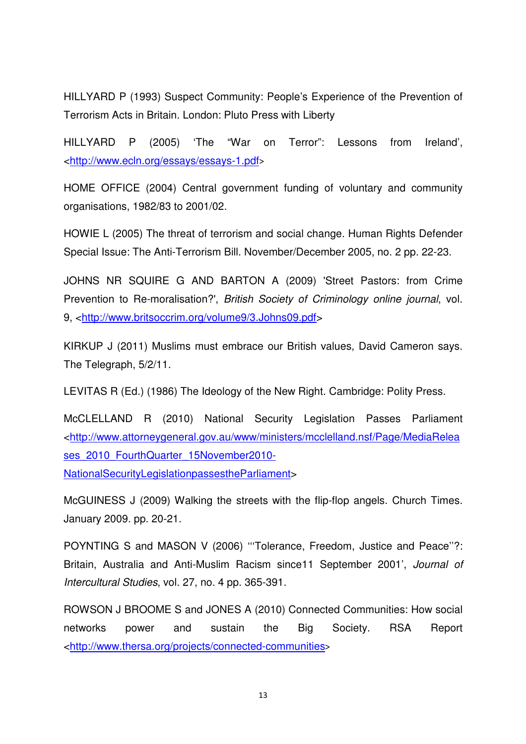HILLYARD P (1993) Suspect Community: People's Experience of the Prevention of Terrorism Acts in Britain. London: Pluto Press with Liberty

HILLYARD P (2005) 'The "War on Terror": Lessons from Ireland', <http://www.ecln.org/essays/essays-1.pdf>

HOME OFFICE (2004) Central government funding of voluntary and community organisations, 1982/83 to 2001/02.

HOWIE L (2005) The threat of terrorism and social change. Human Rights Defender Special Issue: The Anti-Terrorism Bill. November/December 2005, no. 2 pp. 22-23.

JOHNS NR SQUIRE G AND BARTON A (2009) 'Street Pastors: from Crime Prevention to Re-moralisation?', *British Society of Criminology online journal*, vol. 9, <http://www.britsoccrim.org/volume9/3.Johns09.pdf>

KIRKUP J (2011) Muslims must embrace our British values, David Cameron says. The Telegraph, 5/2/11.

LEVITAS R (Ed.) (1986) The Ideology of the New Right. Cambridge: Polity Press.

McCLELLAND R (2010) National Security Legislation Passes Parliament <http://www.attorneygeneral.gov.au/www/ministers/mcclelland.nsf/Page/MediaReleases_2010_FourthQuarter_15November2010-NationalSecurityLegislationpassestheParliament>

McGUINESS J (2009) Walking the streets with the flip-flop angels. Church Times. January 2009. pp. 20-21.

POYNTING S and MASON V (2006) '"Tolerance, Freedom, Justice and Peace"?: Britain, Australia and Anti-Muslim Racism since11 September 2001', *Journal of Intercultural Studies*, vol. 27, no. 4 pp. 365-391.

ROWSON J BROOME S and JONES A (2010) Connected Communities: How social networks power and sustain the Big Society. RSA Report <http://www.thersa.org/projects/connected-communities>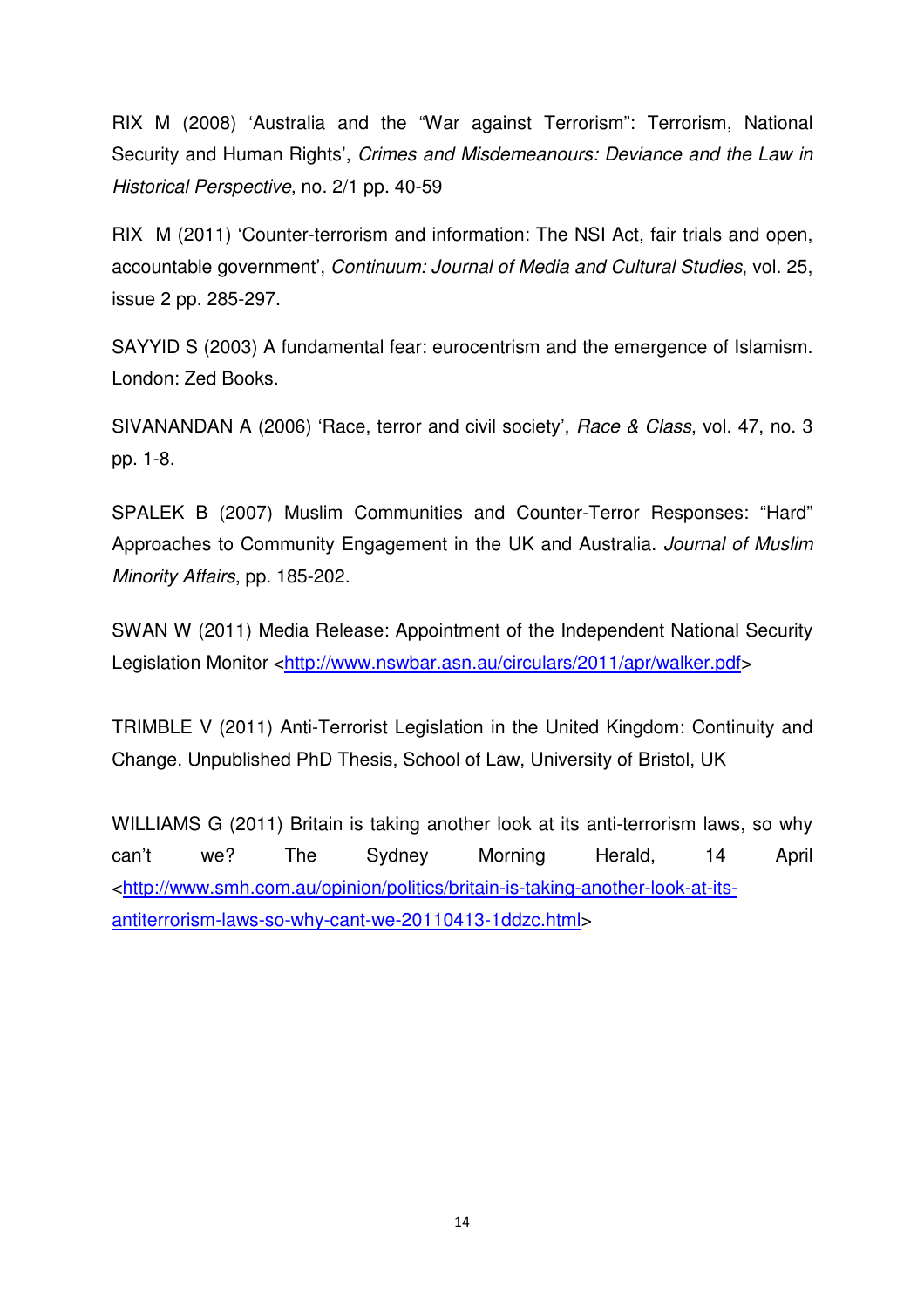RIX M (2008) 'Australia and the "War against Terrorism": Terrorism, National Security and Human Rights', *Crimes and Misdemeanours: Deviance and the Law in Historical Perspective*, no. 2/1 pp. 40-59

RIX M (2011) 'Counter-terrorism and information: The NSI Act, fair trials and open, accountable government', *Continuum: Journal of Media and Cultural Studies*, vol. 25, issue 2 pp. 285-297.

SAYYID S (2003) A fundamental fear: eurocentrism and the emergence of Islamism. London: Zed Books.

SIVANANDAN A (2006) 'Race, terror and civil society', *Race & Class*, vol. 47, no. 3 pp. 1-8.

SPALEK B (2007) Muslim Communities and Counter-Terror Responses: "Hard" Approaches to Community Engagement in the UK and Australia. *Journal of Muslim Minority Affairs*, pp. 185-202.

SWAN W (2011) Media Release: Appointment of the Independent National Security Legislation Monitor <http://www.nswbar.asn.au/circulars/2011/apr/walker.pdf>

TRIMBLE V (2011) Anti-Terrorist Legislation in the United Kingdom: Continuity and Change. Unpublished PhD Thesis, School of Law, University of Bristol, UK

WILLIAMS G (2011) Britain is taking another look at its anti-terrorism laws, so why can't we? The Sydney Morning Herald, 14 April <http://www.smh.com.au/opinion/politics/britain-is-taking-another-look-at-its-antiterrorism-laws-so-why-cant-we-20110413-1ddzc.html>